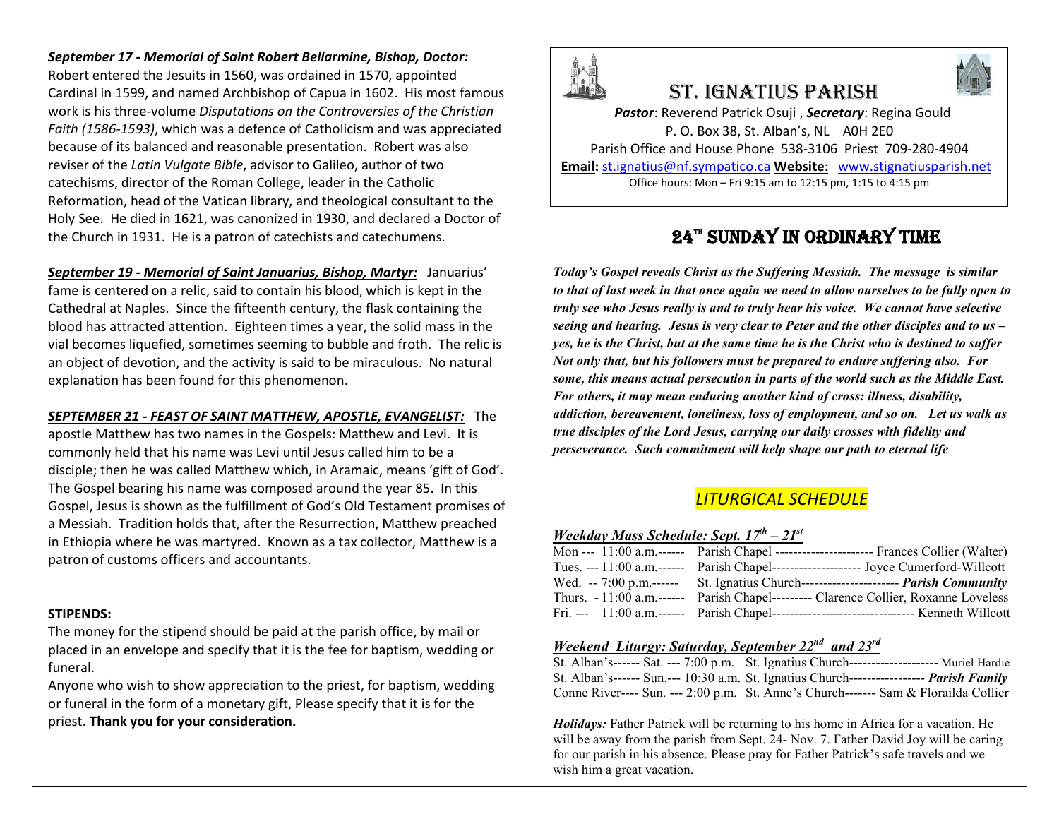***September 17 - Memorial of Saint Robert Bellarmine, Bishop, Doctor:***
Robert entered the Jesuits in 1560, was ordained in 1570, appointed Cardinal in 1599, and named Archbishop of Capua in 1602. His most famous work is his three-volume *Disputations on the Controversies of the Christian Faith (1586-1593)*, which was a defence of Catholicism and was appreciated because of its balanced and reasonable presentation. Robert was also reviser of the *Latin Vulgate Bible*, advisor to Galileo, author of two catechisms, director of the Roman College, leader in the Catholic Reformation, head of the Vatican library, and theological consultant to the Holy See. He died in 1621, was canonized in 1930, and declared a Doctor of the Church in 1931. He is a patron of catechists and catechumens.

***September 19 - Memorial of Saint Januarius, Bishop, Martyr:*** Januarius' fame is centered on a relic, said to contain his blood, which is kept in the Cathedral at Naples. Since the fifteenth century, the flask containing the blood has attracted attention. Eighteen times a year, the solid mass in the vial becomes liquefied, sometimes seeming to bubble and froth. The relic is an object of devotion, and the activity is said to be miraculous. No natural explanation has been found for this phenomenon.

***SEPTEMBER 21 - FEAST OF SAINT MATTHEW, APOSTLE, EVANGELIST:*** The apostle Matthew has two names in the Gospels: Matthew and Levi. It is commonly held that his name was Levi until Jesus called him to be a disciple; then he was called Matthew which, in Aramaic, means 'gift of God'. The Gospel bearing his name was composed around the year 85. In this Gospel, Jesus is shown as the fulfillment of God's Old Testament promises of a Messiah. Tradition holds that, after the Resurrection, Matthew preached in Ethiopia where he was martyred. Known as a tax collector, Matthew is a patron of customs officers and accountants.

**STIPENDS:**
The money for the stipend should be paid at the parish office, by mail or placed in an envelope and specify that it is the fee for baptism, wedding or funeral.
Anyone who wish to show appreciation to the priest, for baptism, wedding or funeral in the form of a monetary gift, Please specify that it is for the priest. **Thank you for your consideration.**

# ST. IGNATIUS PARISH

***Pastor***: Reverend Patrick Osuji , ***Secretary***: Regina Gould
P. O. Box 38, St. Alban's, NL A0H 2E0
Parish Office and House Phone 538-3106 Priest 709-280-4904
**Email:** st.ignatius@nf.sympatico.ca **Website**: www.stignatiusparish.net
Office hours: Mon – Fri 9:15 am to 12:15 pm, 1:15 to 4:15 pm

## 24th SUNDAY IN ORDINARY TIME

***Today's Gospel reveals Christ as the Suffering Messiah. The message is similar to that of last week in that once again we need to allow ourselves to be fully open to truly see who Jesus really is and to truly hear his voice. We cannot have selective seeing and hearing. Jesus is very clear to Peter and the other disciples and to us – yes, he is the Christ, but at the same time he is the Christ who is destined to suffer Not only that, but his followers must be prepared to endure suffering also. For some, this means actual persecution in parts of the world such as the Middle East. For others, it may mean enduring another kind of cross: illness, disability, addiction, bereavement, loneliness, loss of employment, and so on. Let us walk as true disciples of the Lord Jesus, carrying our daily crosses with fidelity and perseverance. Such commitment will help shape our path to eternal life***

## *LITURGICAL SCHEDULE*

***Weekday Mass Schedule: Sept. 17th – 21st***

Mon --- 11:00 a.m.------ Parish Chapel ---------------------- Frances Collier (Walter)
Tues. --- 11:00 a.m.------ Parish Chapel-------------------- Joyce Cumerford-Willcott
Wed. -- 7:00 p.m.------ St. Ignatius Church---------------------- ***Parish Community***
Thurs. - 11:00 a.m.------ Parish Chapel--------- Clarence Collier, Roxanne Loveless
Fri. --- 11:00 a.m.------ Parish Chapel-------------------------------- Kenneth Willcott

***Weekend Liturgy: Saturday, September 22nd and 23rd***

St. Alban's------ Sat. --- 7:00 p.m. St. Ignatius Church-------------------- Muriel Hardie
St. Alban's------ Sun.--- 10:30 a.m. St. Ignatius Church----------------- ***Parish Family***
Conne River---- Sun. --- 2:00 p.m. St. Anne's Church------- Sam & Florailda Collier

***Holidays:*** Father Patrick will be returning to his home in Africa for a vacation. He will be away from the parish from Sept. 24- Nov. 7. Father David Joy will be caring for our parish in his absence. Please pray for Father Patrick's safe travels and we wish him a great vacation.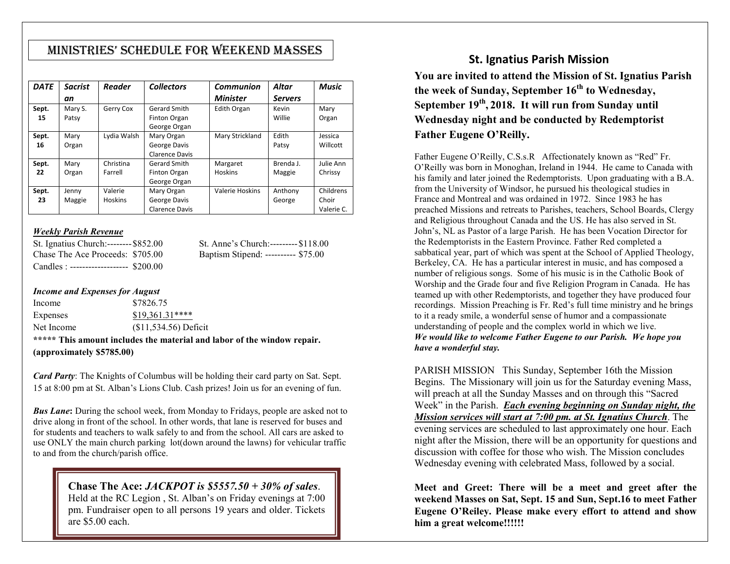## Ministries' Schedule for Weekend Masses

| DATE | Sacristan | Reader | Collectors | Communion Minister | Altar Servers | Music |
|---|---|---|---|---|---|---|
| Sept. 15 | Mary S. Patsy | Gerry Cox | Gerard Smith Finton Organ George Organ | Edith Organ | Kevin Willie | Mary Organ |
| Sept. 16 | Mary Organ | Lydia Walsh | Mary Organ George Davis Clarence Davis | Mary Strickland | Edith Patsy | Jessica Willcott |
| Sept. 22 | Mary Organ | Christina Farrell | Gerard Smith Finton Organ George Organ | Margaret Hoskins | Brenda J. Maggie | Julie Ann Chrissy |
| Sept. 23 | Jenny Maggie | Valerie Hoskins | Mary Organ George Davis Clarence Davis | Valerie Hoskins | Anthony George | Childrens Choir Valerie C. |

***Weekly Parish Revenue***

St. Ignatius Church:-------- $852.00
Chase The Ace Proceeds: $705.00
Candles : ------------------- $200.00
St. Anne's Church:--------- $118.00
Baptism Stipend: ---------- $75.00

***Income and Expenses for August***

| | |
|---|---|
| Income | $7826.75 |
| Expenses | $19,361.31**** |
| Net Income | ($11,534.56) Deficit |

**\*\*\*\*\* This amount includes the material and labor of the window repair. (approximately $5785.00)**

***Card Party***: The Knights of Columbus will be holding their card party on Sat. Sept. 15 at 8:00 pm at St. Alban's Lions Club. Cash prizes! Join us for an evening of fun.

***Bus Lane*:** During the school week, from Monday to Fridays, people are asked not to drive along in front of the school. In other words, that lane is reserved for buses and for students and teachers to walk safely to and from the school. All cars are asked to use ONLY the main church parking lot(down around the lawns) for vehicular traffic to and from the church/parish office.

**Chase The Ace:** ***JACKPOT is $5557.50 + 30% of sales***. Held at the RC Legion , St. Alban's on Friday evenings at 7:00 pm. Fundraiser open to all persons 19 years and older. Tickets are $5.00 each.

## St. Ignatius Parish Mission

**You are invited to attend the Mission of St. Ignatius Parish the week of Sunday, September 16th to Wednesday, September 19th, 2018. It will run from Sunday until Wednesday night and be conducted by Redemptorist Father Eugene O'Reilly.**

Father Eugene O'Reilly, C.S.s.R Affectionately known as "Red" Fr. O'Reilly was born in Monoghan, Ireland in 1944. He came to Canada with his family and later joined the Redemptorists. Upon graduating with a B.A. from the University of Windsor, he pursued his theological studies in France and Montreal and was ordained in 1972. Since 1983 he has preached Missions and retreats to Parishes, teachers, School Boards, Clergy and Religious throughout Canada and the US. He has also served in St. John's, NL as Pastor of a large Parish. He has been Vocation Director for the Redemptorists in the Eastern Province. Father Red completed a sabbatical year, part of which was spent at the School of Applied Theology, Berkeley, CA. He has a particular interest in music, and has composed a number of religious songs. Some of his music is in the Catholic Book of Worship and the Grade four and five Religion Program in Canada. He has teamed up with other Redemptorists, and together they have produced four recordings. Mission Preaching is Fr. Red's full time ministry and he brings to it a ready smile, a wonderful sense of humor and a compassionate understanding of people and the complex world in which we live.
***We would like to welcome Father Eugene to our Parish. We hope you have a wonderful stay.***

PARISH MISSION This Sunday, September 16th the Mission Begins. The Missionary will join us for the Saturday evening Mass, will preach at all the Sunday Masses and on through this "Sacred Week" in the Parish. ***Each evening beginning on Sunday night, the Mission services will start at 7:00 pm. at St. Ignatius Church***. The evening services are scheduled to last approximately one hour. Each night after the Mission, there will be an opportunity for questions and discussion with coffee for those who wish. The Mission concludes Wednesday evening with celebrated Mass, followed by a social.

**Meet and Greet: There will be a meet and greet after the weekend Masses on Sat, Sept. 15 and Sun, Sept.16 to meet Father Eugene O'Reiley. Please make every effort to attend and show him a great welcome!!!!!!**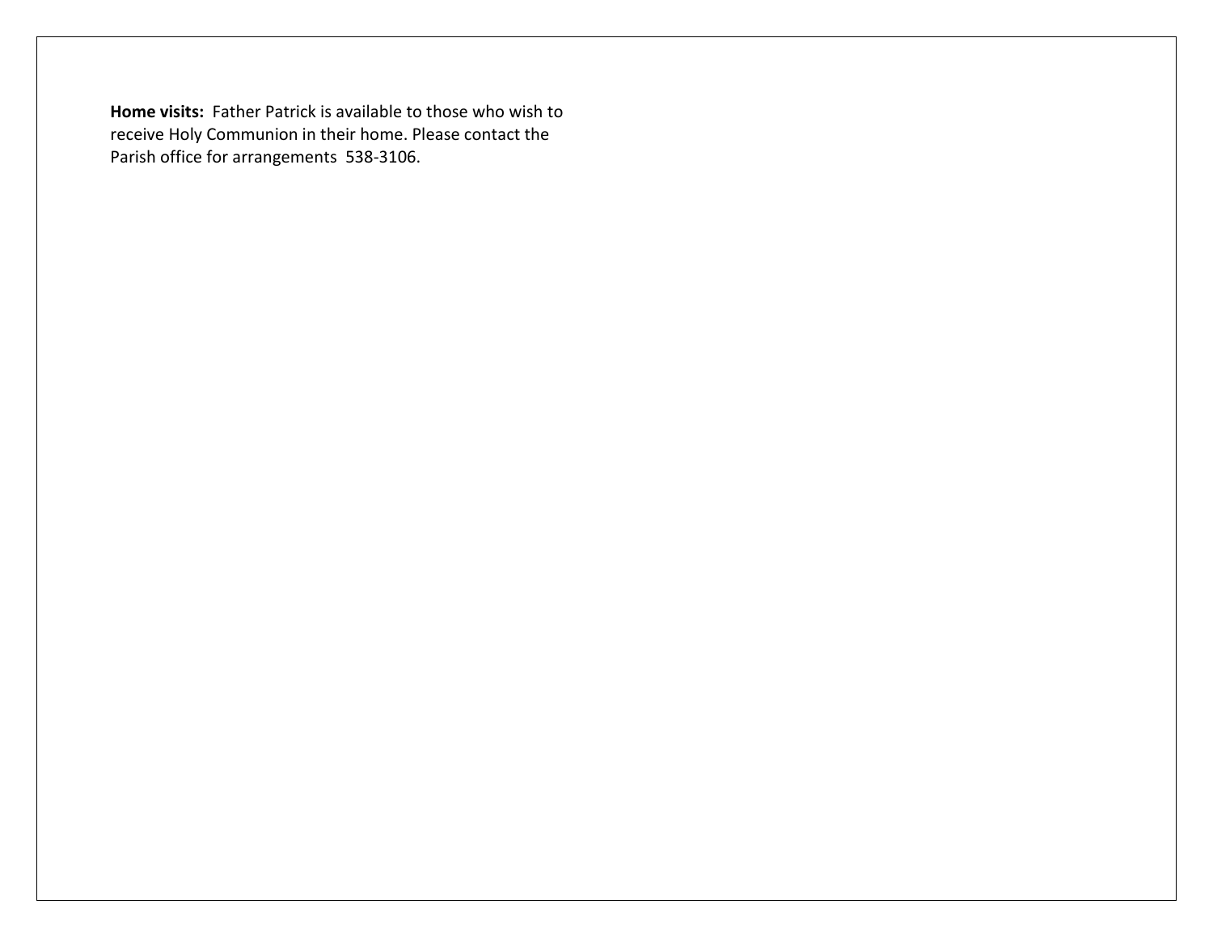**Home visits:** Father Patrick is available to those who wish to receive Holy Communion in their home. Please contact the Parish office for arrangements 538-3106.